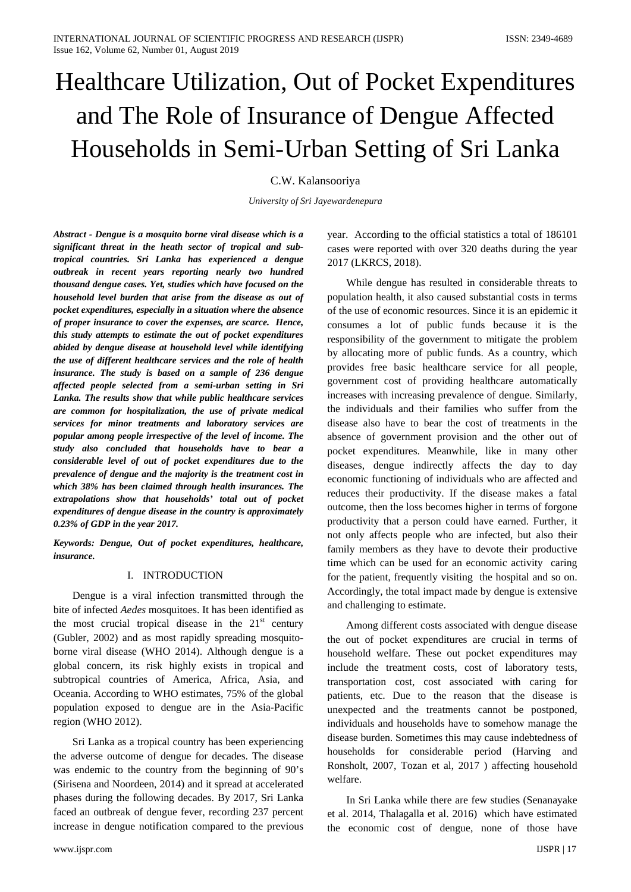# Healthcare Utilization, Out of Pocket Expenditures and The Role of Insurance of Dengue Affected Households in Semi-Urban Setting of Sri Lanka

C.W. Kalansooriya

*University of Sri Jayewardenepura*

***Abstract - Dengue is a mosquito borne viral disease which is a significant threat in the heath sector of tropical and sub-tropical countries. Sri Lanka has experienced a dengue outbreak in recent years reporting nearly two hundred thousand dengue cases. Yet, studies which have focused on the household level burden that arise from the disease as out of pocket expenditures, especially in a situation where the absence of proper insurance to cover the expenses, are scarce. Hence, this study attempts to estimate the out of pocket expenditures abided by dengue disease at household level while identifying the use of different healthcare services and the role of health insurance. The study is based on a sample of 236 dengue affected people selected from a semi-urban setting in Sri Lanka. The results show that while public healthcare services are common for hospitalization, the use of private medical services for minor treatments and laboratory services are popular among people irrespective of the level of income. The study also concluded that households have to bear a considerable level of out of pocket expenditures due to the prevalence of dengue and the majority is the treatment cost in which 38% has been claimed through health insurances. The extrapolations show that households' total out of pocket expenditures of dengue disease in the country is approximately 0.23% of GDP in the year 2017.***

***Keywords: Dengue, Out of pocket expenditures, healthcare, insurance.***

## I. INTRODUCTION

Dengue is a viral infection transmitted through the bite of infected *Aedes* mosquitoes. It has been identified as the most crucial tropical disease in the 21st century (Gubler, 2002) and as most rapidly spreading mosquito-borne viral disease (WHO 2014). Although dengue is a global concern, its risk highly exists in tropical and subtropical countries of America, Africa, Asia, and Oceania. According to WHO estimates, 75% of the global population exposed to dengue are in the Asia-Pacific region (WHO 2012).

Sri Lanka as a tropical country has been experiencing the adverse outcome of dengue for decades. The disease was endemic to the country from the beginning of 90's (Sirisena and Noordeen, 2014) and it spread at accelerated phases during the following decades. By 2017, Sri Lanka faced an outbreak of dengue fever, recording 237 percent increase in dengue notification compared to the previous year. According to the official statistics a total of 186101 cases were reported with over 320 deaths during the year 2017 (LKRCS, 2018).

While dengue has resulted in considerable threats to population health, it also caused substantial costs in terms of the use of economic resources. Since it is an epidemic it consumes a lot of public funds because it is the responsibility of the government to mitigate the problem by allocating more of public funds. As a country, which provides free basic healthcare service for all people, government cost of providing healthcare automatically increases with increasing prevalence of dengue. Similarly, the individuals and their families who suffer from the disease also have to bear the cost of treatments in the absence of government provision and the other out of pocket expenditures. Meanwhile, like in many other diseases, dengue indirectly affects the day to day economic functioning of individuals who are affected and reduces their productivity. If the disease makes a fatal outcome, then the loss becomes higher in terms of forgone productivity that a person could have earned. Further, it not only affects people who are infected, but also their family members as they have to devote their productive time which can be used for an economic activity caring for the patient, frequently visiting the hospital and so on. Accordingly, the total impact made by dengue is extensive and challenging to estimate.

Among different costs associated with dengue disease the out of pocket expenditures are crucial in terms of household welfare. These out pocket expenditures may include the treatment costs, cost of laboratory tests, transportation cost, cost associated with caring for patients, etc. Due to the reason that the disease is unexpected and the treatments cannot be postponed, individuals and households have to somehow manage the disease burden. Sometimes this may cause indebtedness of households for considerable period (Harving and Ronsholt, 2007, Tozan et al, 2017 ) affecting household welfare.

In Sri Lanka while there are few studies (Senanayake et al. 2014, Thalagalla et al. 2016) which have estimated the economic cost of dengue, none of those have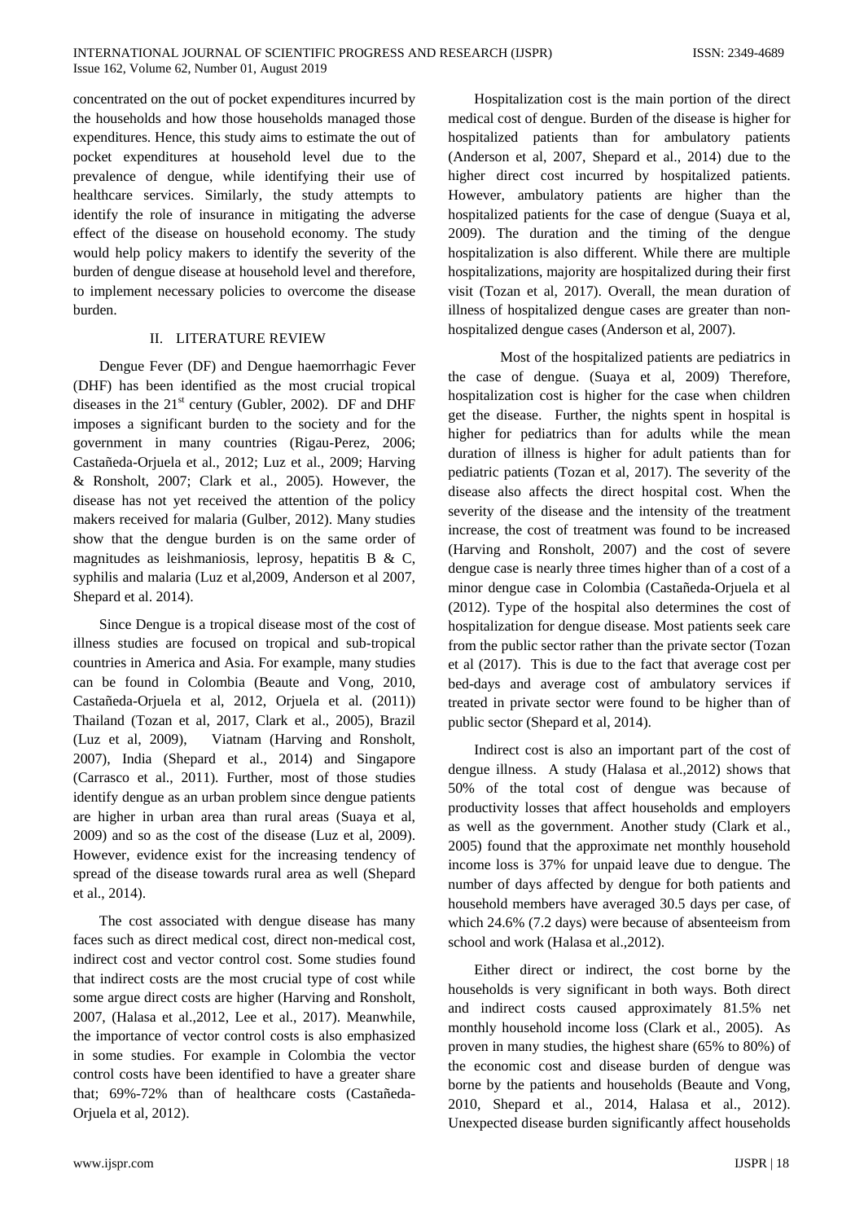concentrated on the out of pocket expenditures incurred by the households and how those households managed those expenditures. Hence, this study aims to estimate the out of pocket expenditures at household level due to the prevalence of dengue, while identifying their use of healthcare services. Similarly, the study attempts to identify the role of insurance in mitigating the adverse effect of the disease on household economy. The study would help policy makers to identify the severity of the burden of dengue disease at household level and therefore, to implement necessary policies to overcome the disease burden.

## II. LITERATURE REVIEW

Dengue Fever (DF) and Dengue haemorrhagic Fever (DHF) has been identified as the most crucial tropical diseases in the 21st century (Gubler, 2002). DF and DHF imposes a significant burden to the society and for the government in many countries (Rigau-Perez, 2006; Castañeda-Orjuela et al., 2012; Luz et al., 2009; Harving & Ronsholt, 2007; Clark et al., 2005). However, the disease has not yet received the attention of the policy makers received for malaria (Gulber, 2012). Many studies show that the dengue burden is on the same order of magnitudes as leishmaniosis, leprosy, hepatitis B & C, syphilis and malaria (Luz et al,2009, Anderson et al 2007, Shepard et al. 2014).

Since Dengue is a tropical disease most of the cost of illness studies are focused on tropical and sub-tropical countries in America and Asia. For example, many studies can be found in Colombia (Beaute and Vong, 2010, Castañeda-Orjuela et al, 2012, Orjuela et al. (2011)) Thailand (Tozan et al, 2017, Clark et al., 2005), Brazil (Luz et al, 2009), Viatnam (Harving and Ronsholt, 2007), India (Shepard et al., 2014) and Singapore (Carrasco et al., 2011). Further, most of those studies identify dengue as an urban problem since dengue patients are higher in urban area than rural areas (Suaya et al, 2009) and so as the cost of the disease (Luz et al, 2009). However, evidence exist for the increasing tendency of spread of the disease towards rural area as well (Shepard et al., 2014).

The cost associated with dengue disease has many faces such as direct medical cost, direct non-medical cost, indirect cost and vector control cost. Some studies found that indirect costs are the most crucial type of cost while some argue direct costs are higher (Harving and Ronsholt, 2007, (Halasa et al.,2012, Lee et al., 2017). Meanwhile, the importance of vector control costs is also emphasized in some studies. For example in Colombia the vector control costs have been identified to have a greater share that; 69%-72% than of healthcare costs (Castañeda-Orjuela et al, 2012).

Hospitalization cost is the main portion of the direct medical cost of dengue. Burden of the disease is higher for hospitalized patients than for ambulatory patients (Anderson et al, 2007, Shepard et al., 2014) due to the higher direct cost incurred by hospitalized patients. However, ambulatory patients are higher than the hospitalized patients for the case of dengue (Suaya et al, 2009). The duration and the timing of the dengue hospitalization is also different. While there are multiple hospitalizations, majority are hospitalized during their first visit (Tozan et al, 2017). Overall, the mean duration of illness of hospitalized dengue cases are greater than non-hospitalized dengue cases (Anderson et al, 2007).

Most of the hospitalized patients are pediatrics in the case of dengue. (Suaya et al, 2009) Therefore, hospitalization cost is higher for the case when children get the disease. Further, the nights spent in hospital is higher for pediatrics than for adults while the mean duration of illness is higher for adult patients than for pediatric patients (Tozan et al, 2017). The severity of the disease also affects the direct hospital cost. When the severity of the disease and the intensity of the treatment increase, the cost of treatment was found to be increased (Harving and Ronsholt, 2007) and the cost of severe dengue case is nearly three times higher than of a cost of a minor dengue case in Colombia (Castañeda-Orjuela et al (2012). Type of the hospital also determines the cost of hospitalization for dengue disease. Most patients seek care from the public sector rather than the private sector (Tozan et al (2017). This is due to the fact that average cost per bed-days and average cost of ambulatory services if treated in private sector were found to be higher than of public sector (Shepard et al, 2014).

Indirect cost is also an important part of the cost of dengue illness. A study (Halasa et al.,2012) shows that 50% of the total cost of dengue was because of productivity losses that affect households and employers as well as the government. Another study (Clark et al., 2005) found that the approximate net monthly household income loss is 37% for unpaid leave due to dengue. The number of days affected by dengue for both patients and household members have averaged 30.5 days per case, of which 24.6% (7.2 days) were because of absenteeism from school and work (Halasa et al.,2012).

Either direct or indirect, the cost borne by the households is very significant in both ways. Both direct and indirect costs caused approximately 81.5% net monthly household income loss (Clark et al., 2005). As proven in many studies, the highest share (65% to 80%) of the economic cost and disease burden of dengue was borne by the patients and households (Beaute and Vong, 2010, Shepard et al., 2014, Halasa et al., 2012). Unexpected disease burden significantly affect households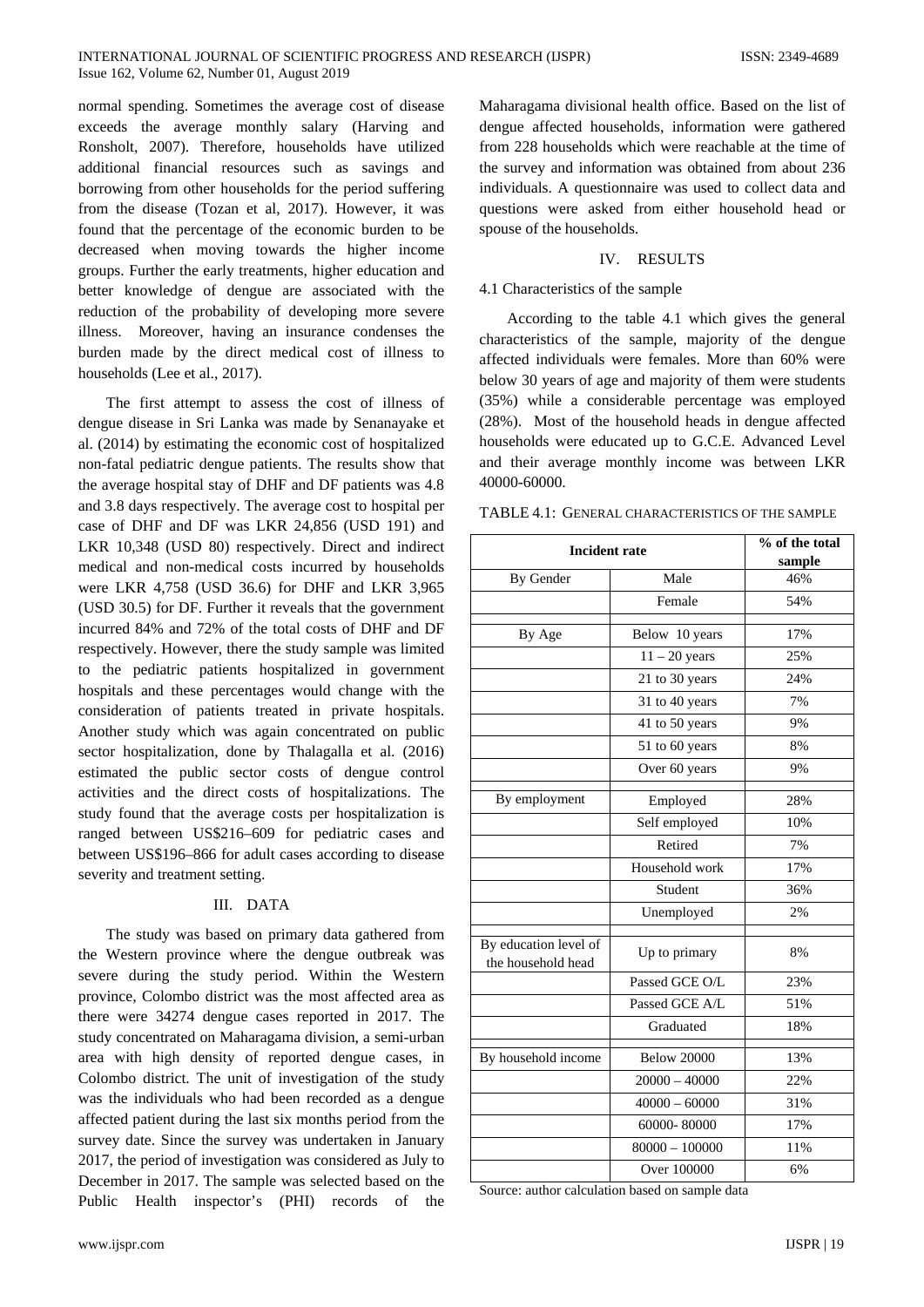normal spending. Sometimes the average cost of disease exceeds the average monthly salary (Harving and Ronsholt, 2007). Therefore, households have utilized additional financial resources such as savings and borrowing from other households for the period suffering from the disease (Tozan et al, 2017). However, it was found that the percentage of the economic burden to be decreased when moving towards the higher income groups. Further the early treatments, higher education and better knowledge of dengue are associated with the reduction of the probability of developing more severe illness. Moreover, having an insurance condenses the burden made by the direct medical cost of illness to households (Lee et al., 2017).

The first attempt to assess the cost of illness of dengue disease in Sri Lanka was made by Senanayake et al. (2014) by estimating the economic cost of hospitalized non-fatal pediatric dengue patients. The results show that the average hospital stay of DHF and DF patients was 4.8 and 3.8 days respectively. The average cost to hospital per case of DHF and DF was LKR 24,856 (USD 191) and LKR 10,348 (USD 80) respectively. Direct and indirect medical and non-medical costs incurred by households were LKR 4,758 (USD 36.6) for DHF and LKR 3,965 (USD 30.5) for DF. Further it reveals that the government incurred 84% and 72% of the total costs of DHF and DF respectively. However, there the study sample was limited to the pediatric patients hospitalized in government hospitals and these percentages would change with the consideration of patients treated in private hospitals. Another study which was again concentrated on public sector hospitalization, done by Thalagalla et al. (2016) estimated the public sector costs of dengue control activities and the direct costs of hospitalizations. The study found that the average costs per hospitalization is ranged between US$216–609 for pediatric cases and between US$196–866 for adult cases according to disease severity and treatment setting.

## III. DATA

The study was based on primary data gathered from the Western province where the dengue outbreak was severe during the study period. Within the Western province, Colombo district was the most affected area as there were 34274 dengue cases reported in 2017. The study concentrated on Maharagama division, a semi-urban area with high density of reported dengue cases, in Colombo district. The unit of investigation of the study was the individuals who had been recorded as a dengue affected patient during the last six months period from the survey date. Since the survey was undertaken in January 2017, the period of investigation was considered as July to December in 2017. The sample was selected based on the Public Health inspector's (PHI) records of the Maharagama divisional health office. Based on the list of dengue affected households, information were gathered from 228 households which were reachable at the time of the survey and information was obtained from about 236 individuals. A questionnaire was used to collect data and questions were asked from either household head or spouse of the households.

## IV. RESULTS

### 4.1 Characteristics of the sample

According to the table 4.1 which gives the general characteristics of the sample, majority of the dengue affected individuals were females. More than 60% were below 30 years of age and majority of them were students (35%) while a considerable percentage was employed (28%). Most of the household heads in dengue affected households were educated up to G.C.E. Advanced Level and their average monthly income was between LKR 40000-60000.

TABLE 4.1: GENERAL CHARACTERISTICS OF THE SAMPLE

| Incident rate | | % of the total sample |
|---|---|---|
| By Gender | Male | 46% |
| | Female | 54% |
| By Age | Below 10 years | 17% |
| | 11 – 20 years | 25% |
| | 21 to 30 years | 24% |
| | 31 to 40 years | 7% |
| | 41 to 50 years | 9% |
| | 51 to 60 years | 8% |
| | Over 60 years | 9% |
| By employment | Employed | 28% |
| | Self employed | 10% |
| | Retired | 7% |
| | Household work | 17% |
| | Student | 36% |
| | Unemployed | 2% |
| By education level of the household head | Up to primary | 8% |
| | Passed GCE O/L | 23% |
| | Passed GCE A/L | 51% |
| | Graduated | 18% |
| By household income | Below 20000 | 13% |
| | 20000 – 40000 | 22% |
| | 40000 – 60000 | 31% |
| | 60000- 80000 | 17% |
| | 80000 – 100000 | 11% |
| | Over 100000 | 6% |

Source: author calculation based on sample data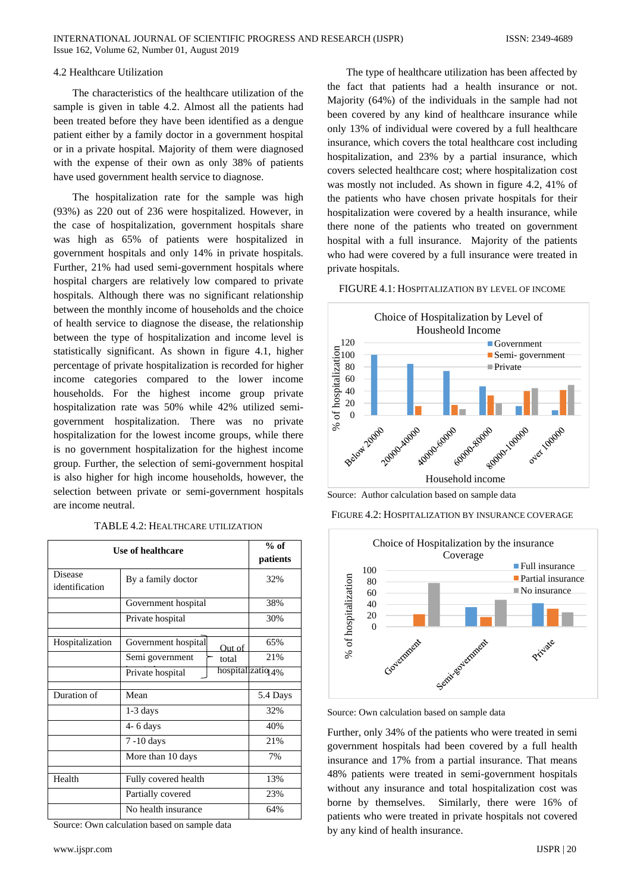### 4.2 Healthcare Utilization

The characteristics of the healthcare utilization of the sample is given in table 4.2. Almost all the patients had been treated before they have been identified as a dengue patient either by a family doctor in a government hospital or in a private hospital. Majority of them were diagnosed with the expense of their own as only 38% of patients have used government health service to diagnose.

The hospitalization rate for the sample was high (93%) as 220 out of 236 were hospitalized. However, in the case of hospitalization, government hospitals share was high as 65% of patients were hospitalized in government hospitals and only 14% in private hospitals. Further, 21% had used semi-government hospitals where hospital chargers are relatively low compared to private hospitals. Although there was no significant relationship between the monthly income of households and the choice of health service to diagnose the disease, the relationship between the type of hospitalization and income level is statistically significant. As shown in figure 4.1, higher percentage of private hospitalization is recorded for higher income categories compared to the lower income households. For the highest income group private hospitalization rate was 50% while 42% utilized semi-government hospitalization. There was no private hospitalization for the lowest income groups, while there is no government hospitalization for the highest income group. Further, the selection of semi-government hospital is also higher for high income households, however, the selection between private or semi-government hospitals are income neutral.

TABLE 4.2: HEALTHCARE UTILIZATION

| Use of healthcare | | % of patients |
|---|---|---|
| Disease identification | By a family doctor | 32% |
| | Government hospital | 38% |
| | Private hospital | 30% |
| | | |
| Hospitalization | Government hospital (Out of total hospitalization) | 65% |
| | Semi government (Out of total hospitalization) | 21% |
| | Private hospital (Out of total hospitalization) | 14% |
| | | |
| Duration of | Mean | 5.4 Days |
| | 1-3 days | 32% |
| | 4- 6 days | 40% |
| | 7 -10 days | 21% |
| | More than 10 days | 7% |
| | | |
| Health | Fully covered health | 13% |
| | Partially covered | 23% |
| | No health insurance | 64% |

Source: Own calculation based on sample data

The type of healthcare utilization has been affected by the fact that patients had a health insurance or not. Majority (64%) of the individuals in the sample had not been covered by any kind of healthcare insurance while only 13% of individual were covered by a full healthcare insurance, which covers the total healthcare cost including hospitalization, and 23% by a partial insurance, which covers selected healthcare cost; where hospitalization cost was mostly not included. As shown in figure 4.2, 41% of the patients who have chosen private hospitals for their hospitalization were covered by a health insurance, while there none of the patients who treated on government hospital with a full insurance. Majority of the patients who had were covered by a full insurance were treated in private hospitals.

FIGURE 4.1: HOSPITALIZATION BY LEVEL OF INCOME

Source: Author calculation based on sample data

FIGURE 4.2: HOSPITALIZATION BY INSURANCE COVERAGE

Source: Own calculation based on sample data

Further, only 34% of the patients who were treated in semi government hospitals had been covered by a full health insurance and 17% from a partial insurance. That means 48% patients were treated in semi-government hospitals without any insurance and total hospitalization cost was borne by themselves. Similarly, there were 16% of patients who were treated in private hospitals not covered by any kind of health insurance.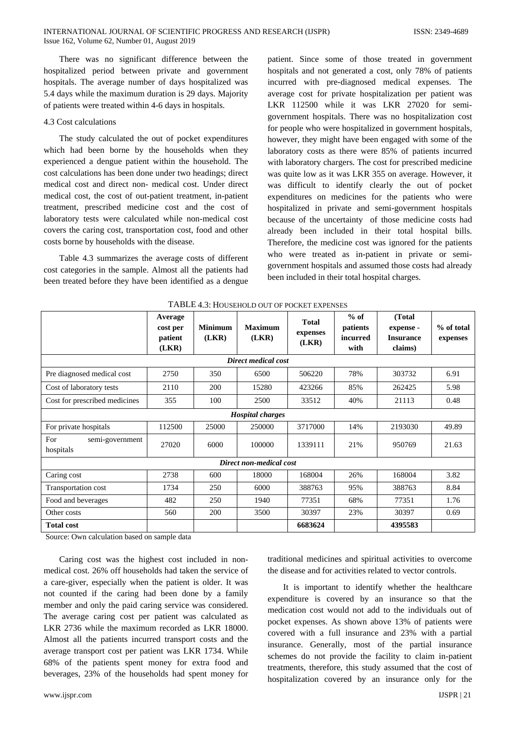There was no significant difference between the hospitalized period between private and government hospitals. The average number of days hospitalized was 5.4 days while the maximum duration is 29 days. Majority of patients were treated within 4-6 days in hospitals.

4.3 Cost calculations

The study calculated the out of pocket expenditures which had been borne by the households when they experienced a dengue patient within the household. The cost calculations has been done under two headings; direct medical cost and direct non- medical cost. Under direct medical cost, the cost of out-patient treatment, in-patient treatment, prescribed medicine cost and the cost of laboratory tests were calculated while non-medical cost covers the caring cost, transportation cost, food and other costs borne by households with the disease.

Table 4.3 summarizes the average costs of different cost categories in the sample. Almost all the patients had been treated before they have been identified as a dengue patient. Since some of those treated in government hospitals and not generated a cost, only 78% of patients incurred with pre-diagnosed medical expenses. The average cost for private hospitalization per patient was LKR 112500 while it was LKR 27020 for semi-government hospitals. There was no hospitalization cost for people who were hospitalized in government hospitals, however, they might have been engaged with some of the laboratory costs as there were 85% of patients incurred with laboratory chargers. The cost for prescribed medicine was quite low as it was LKR 355 on average. However, it was difficult to identify clearly the out of pocket expenditures on medicines for the patients who were hospitalized in private and semi-government hospitals because of the uncertainty of those medicine costs had already been included in their total hospital bills. Therefore, the medicine cost was ignored for the patients who were treated as in-patient in private or semi-government hospitals and assumed those costs had already been included in their total hospital charges.

TABLE 4.3: HOUSEHOLD OUT OF POCKET EXPENSES

| | Average cost per patient (LKR) | Minimum (LKR) | Maximum (LKR) | Total expenses (LKR) | % of patients incurred with | (Total expense - Insurance claims) | % of total expenses |
|---|---|---|---|---|---|---|---|
| ***Direct medical cost*** | | | | | | | |
| Pre diagnosed medical cost | 2750 | 350 | 6500 | 506220 | 78% | 303732 | 6.91 |
| Cost of laboratory tests | 2110 | 200 | 15280 | 423266 | 85% | 262425 | 5.98 |
| Cost for prescribed medicines | 355 | 100 | 2500 | 33512 | 40% | 21113 | 0.48 |
| ***Hospital charges*** | | | | | | | |
| For private hospitals | 112500 | 25000 | 250000 | 3717000 | 14% | 2193030 | 49.89 |
| For semi-government hospitals | 27020 | 6000 | 100000 | 1339111 | 21% | 950769 | 21.63 |
| ***Direct non-medical cost*** | | | | | | | |
| Caring cost | 2738 | 600 | 18000 | 168004 | 26% | 168004 | 3.82 |
| Transportation cost | 1734 | 250 | 6000 | 388763 | 95% | 388763 | 8.84 |
| Food and beverages | 482 | 250 | 1940 | 77351 | 68% | 77351 | 1.76 |
| Other costs | 560 | 200 | 3500 | 30397 | 23% | 30397 | 0.69 |
| **Total cost** | | | | **6683624** | | **4395583** | |

Source: Own calculation based on sample data

Caring cost was the highest cost included in non-medical cost. 26% off households had taken the service of a care-giver, especially when the patient is older. It was not counted if the caring had been done by a family member and only the paid caring service was considered. The average caring cost per patient was calculated as LKR 2736 while the maximum recorded as LKR 18000. Almost all the patients incurred transport costs and the average transport cost per patient was LKR 1734. While 68% of the patients spent money for extra food and beverages, 23% of the households had spent money for traditional medicines and spiritual activities to overcome the disease and for activities related to vector controls.

It is important to identify whether the healthcare expenditure is covered by an insurance so that the medication cost would not add to the individuals out of pocket expenses. As shown above 13% of patients were covered with a full insurance and 23% with a partial insurance. Generally, most of the partial insurance schemes do not provide the facility to claim in-patient treatments, therefore, this study assumed that the cost of hospitalization covered by an insurance only for the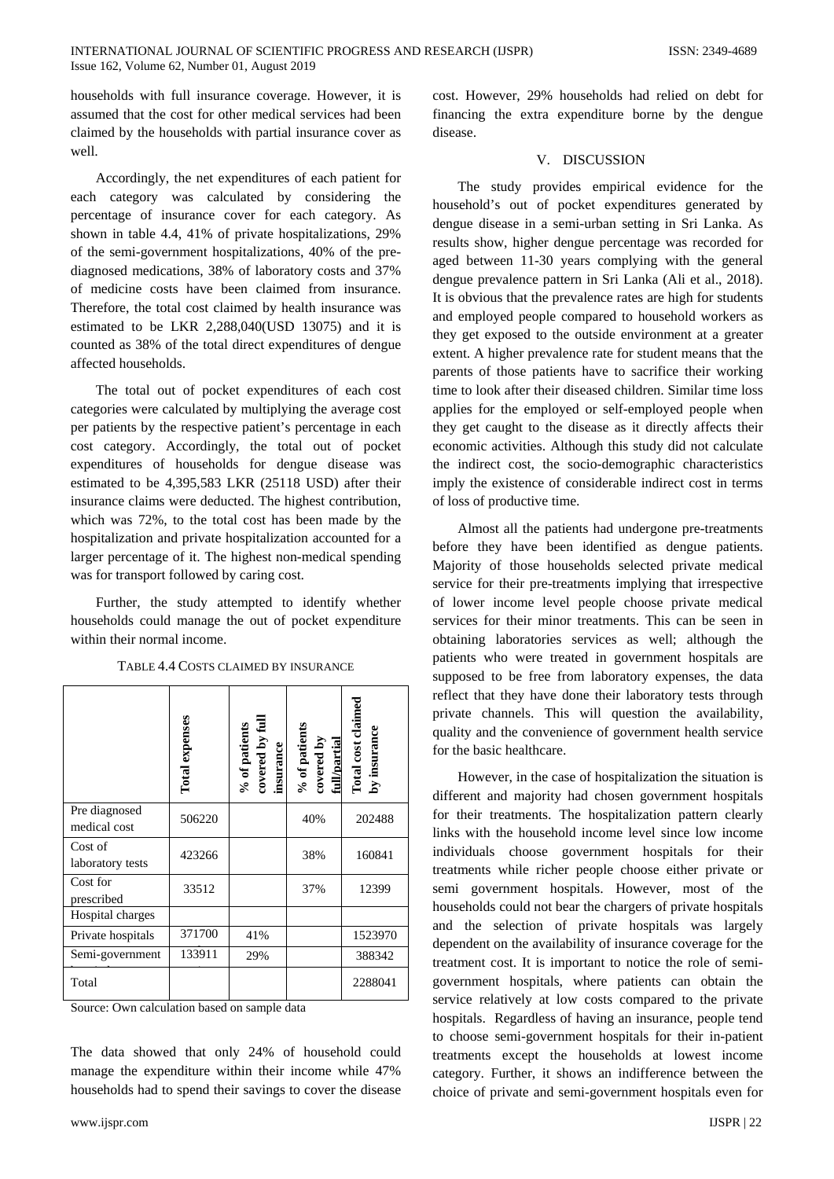households with full insurance coverage. However, it is assumed that the cost for other medical services had been claimed by the households with partial insurance cover as well.

Accordingly, the net expenditures of each patient for each category was calculated by considering the percentage of insurance cover for each category. As shown in table 4.4, 41% of private hospitalizations, 29% of the semi-government hospitalizations, 40% of the pre-diagnosed medications, 38% of laboratory costs and 37% of medicine costs have been claimed from insurance. Therefore, the total cost claimed by health insurance was estimated to be LKR 2,288,040(USD 13075) and it is counted as 38% of the total direct expenditures of dengue affected households.

The total out of pocket expenditures of each cost categories were calculated by multiplying the average cost per patients by the respective patient's percentage in each cost category. Accordingly, the total out of pocket expenditures of households for dengue disease was estimated to be 4,395,583 LKR (25118 USD) after their insurance claims were deducted. The highest contribution, which was 72%, to the total cost has been made by the hospitalization and private hospitalization accounted for a larger percentage of it. The highest non-medical spending was for transport followed by caring cost.

Further, the study attempted to identify whether households could manage the out of pocket expenditure within their normal income.

TABLE 4.4 COSTS CLAIMED BY INSURANCE

| | Total expenses | % of patients covered by full insurance | % of patients covered by full/partial | Total cost claimed by insurance |
|---|---|---|---|---|
| Pre diagnosed medical cost | 506220 | | 40% | 202488 |
| Cost of laboratory tests | 423266 | | 38% | 160841 |
| Cost for prescribed | 33512 | | 37% | 12399 |
| Hospital charges | | | | |
| Private hospitals | 371700 | 41% | | 1523970 |
| Semi-government | 133911 | 29% | | 388342 |
| Total | | | | 2288041 |

Source: Own calculation based on sample data

The data showed that only 24% of household could manage the expenditure within their income while 47% households had to spend their savings to cover the disease cost. However, 29% households had relied on debt for financing the extra expenditure borne by the dengue disease.

## V. DISCUSSION

The study provides empirical evidence for the household's out of pocket expenditures generated by dengue disease in a semi-urban setting in Sri Lanka. As results show, higher dengue percentage was recorded for aged between 11-30 years complying with the general dengue prevalence pattern in Sri Lanka (Ali et al., 2018). It is obvious that the prevalence rates are high for students and employed people compared to household workers as they get exposed to the outside environment at a greater extent. A higher prevalence rate for student means that the parents of those patients have to sacrifice their working time to look after their diseased children. Similar time loss applies for the employed or self-employed people when they get caught to the disease as it directly affects their economic activities. Although this study did not calculate the indirect cost, the socio-demographic characteristics imply the existence of considerable indirect cost in terms of loss of productive time.

Almost all the patients had undergone pre-treatments before they have been identified as dengue patients. Majority of those households selected private medical service for their pre-treatments implying that irrespective of lower income level people choose private medical services for their minor treatments. This can be seen in obtaining laboratories services as well; although the patients who were treated in government hospitals are supposed to be free from laboratory expenses, the data reflect that they have done their laboratory tests through private channels. This will question the availability, quality and the convenience of government health service for the basic healthcare.

However, in the case of hospitalization the situation is different and majority had chosen government hospitals for their treatments. The hospitalization pattern clearly links with the household income level since low income individuals choose government hospitals for their treatments while richer people choose either private or semi government hospitals. However, most of the households could not bear the chargers of private hospitals and the selection of private hospitals was largely dependent on the availability of insurance coverage for the treatment cost. It is important to notice the role of semi-government hospitals, where patients can obtain the service relatively at low costs compared to the private hospitals. Regardless of having an insurance, people tend to choose semi-government hospitals for their in-patient treatments except the households at lowest income category. Further, it shows an indifference between the choice of private and semi-government hospitals even for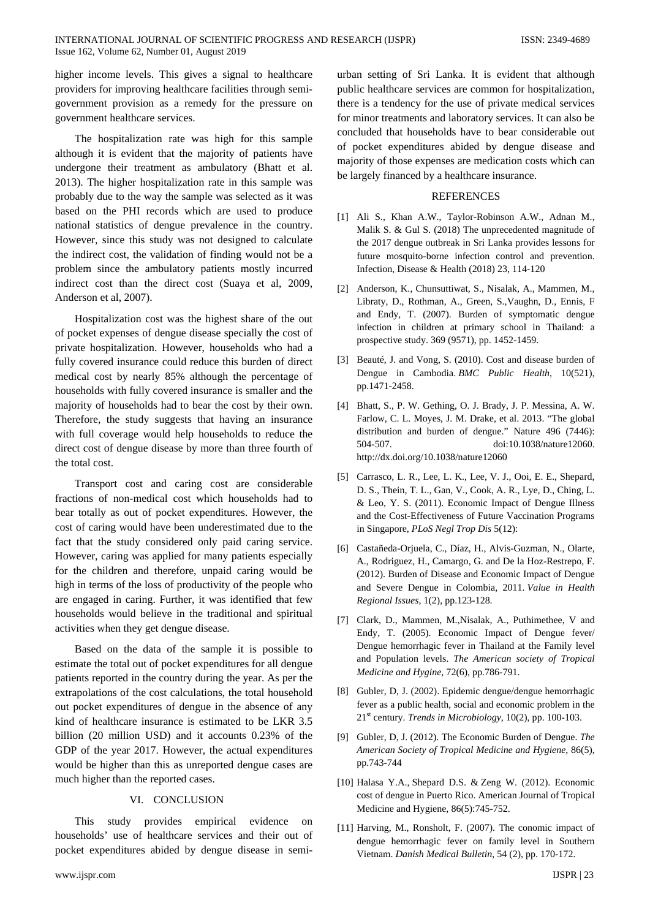higher income levels. This gives a signal to healthcare providers for improving healthcare facilities through semi-government provision as a remedy for the pressure on government healthcare services.

The hospitalization rate was high for this sample although it is evident that the majority of patients have undergone their treatment as ambulatory (Bhatt et al. 2013). The higher hospitalization rate in this sample was probably due to the way the sample was selected as it was based on the PHI records which are used to produce national statistics of dengue prevalence in the country. However, since this study was not designed to calculate the indirect cost, the validation of finding would not be a problem since the ambulatory patients mostly incurred indirect cost than the direct cost (Suaya et al, 2009, Anderson et al, 2007).

Hospitalization cost was the highest share of the out of pocket expenses of dengue disease specially the cost of private hospitalization. However, households who had a fully covered insurance could reduce this burden of direct medical cost by nearly 85% although the percentage of households with fully covered insurance is smaller and the majority of households had to bear the cost by their own. Therefore, the study suggests that having an insurance with full coverage would help households to reduce the direct cost of dengue disease by more than three fourth of the total cost.

Transport cost and caring cost are considerable fractions of non-medical cost which households had to bear totally as out of pocket expenditures. However, the cost of caring would have been underestimated due to the fact that the study considered only paid caring service. However, caring was applied for many patients especially for the children and therefore, unpaid caring would be high in terms of the loss of productivity of the people who are engaged in caring. Further, it was identified that few households would believe in the traditional and spiritual activities when they get dengue disease.

Based on the data of the sample it is possible to estimate the total out of pocket expenditures for all dengue patients reported in the country during the year. As per the extrapolations of the cost calculations, the total household out pocket expenditures of dengue in the absence of any kind of healthcare insurance is estimated to be LKR 3.5 billion (20 million USD) and it accounts 0.23% of the GDP of the year 2017. However, the actual expenditures would be higher than this as unreported dengue cases are much higher than the reported cases.

## VI. CONCLUSION

This study provides empirical evidence on households' use of healthcare services and their out of pocket expenditures abided by dengue disease in semi-urban setting of Sri Lanka. It is evident that although public healthcare services are common for hospitalization, there is a tendency for the use of private medical services for minor treatments and laboratory services. It can also be concluded that households have to bear considerable out of pocket expenditures abided by dengue disease and majority of those expenses are medication costs which can be largely financed by a healthcare insurance.

## REFERENCES

[1] Ali S., Khan A.W., Taylor-Robinson A.W., Adnan M., Malik S. & Gul S. (2018) The unprecedented magnitude of the 2017 dengue outbreak in Sri Lanka provides lessons for future mosquito-borne infection control and prevention. Infection, Disease & Health (2018) 23, 114-120

[2] Anderson, K., Chunsuttiwat, S., Nisalak, A., Mammen, M., Libraty, D., Rothman, A., Green, S.,Vaughn, D., Ennis, F and Endy, T. (2007). Burden of symptomatic dengue infection in children at primary school in Thailand: a prospective study. 369 (9571), pp. 1452-1459.

[3] Beauté, J. and Vong, S. (2010). Cost and disease burden of Dengue in Cambodia. *BMC Public Health*, 10(521), pp.1471-2458.

[4] Bhatt, S., P. W. Gething, O. J. Brady, J. P. Messina, A. W. Farlow, C. L. Moyes, J. M. Drake, et al. 2013. "The global distribution and burden of dengue." Nature 496 (7446): 504-507. doi:10.1038/nature12060. http://dx.doi.org/10.1038/nature12060

[5] Carrasco, L. R., Lee, L. K., Lee, V. J., Ooi, E. E., Shepard, D. S., Thein, T. L., Gan, V., Cook, A. R., Lye, D., Ching, L. & Leo, Y. S. (2011). Economic Impact of Dengue Illness and the Cost-Effectiveness of Future Vaccination Programs in Singapore, *PLoS Negl Trop Dis* 5(12):

[6] Castañeda-Orjuela, C., Díaz, H., Alvis-Guzman, N., Olarte, A., Rodriguez, H., Camargo, G. and De la Hoz-Restrepo, F. (2012). Burden of Disease and Economic Impact of Dengue and Severe Dengue in Colombia, 2011. *Value in Health Regional Issues*, 1(2), pp.123-128.

[7] Clark, D., Mammen, M.,Nisalak, A., Puthimethee, V and Endy, T. (2005). Economic Impact of Dengue fever/ Dengue hemorrhagic fever in Thailand at the Family level and Population levels. *The American society of Tropical Medicine and Hygine*, 72(6), pp.786-791.

[8] Gubler, D, J. (2002). Epidemic dengue/dengue hemorrhagic fever as a public health, social and economic problem in the 21st century. *Trends in Microbiology*, 10(2), pp. 100-103.

[9] Gubler, D, J. (2012). The Economic Burden of Dengue. *The American Society of Tropical Medicine and Hygiene*, 86(5), pp.743-744

[10] Halasa Y.A., Shepard D.S. & Zeng W. (2012). Economic cost of dengue in Puerto Rico. American Journal of Tropical Medicine and Hygiene, 86(5):745-752.

[11] Harving, M., Ronsholt, F. (2007). The conomic impact of dengue hemorrhagic fever on family level in Southern Vietnam. *Danish Medical Bulletin*, 54 (2), pp. 170-172.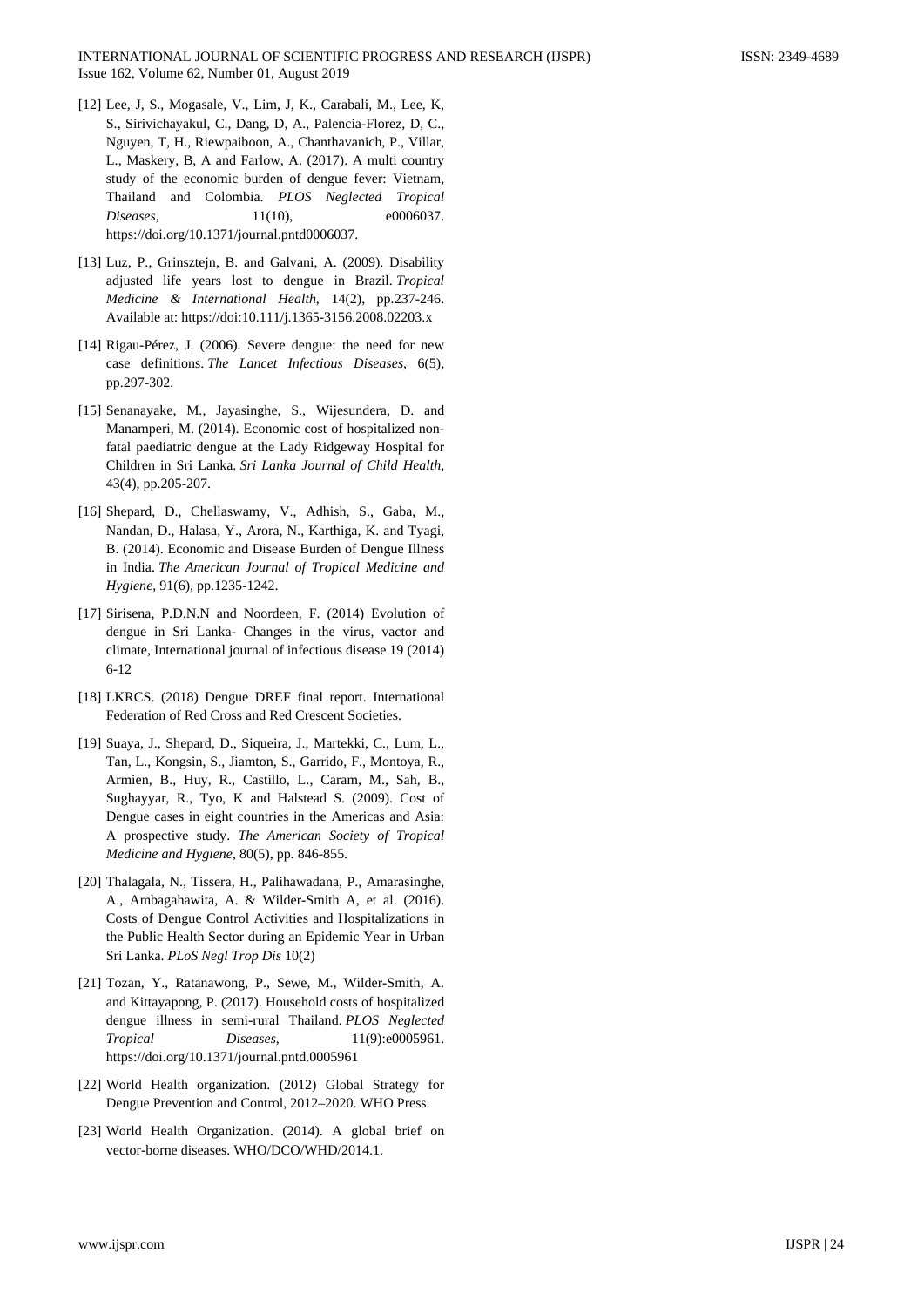[12] Lee, J, S., Mogasale, V., Lim, J, K., Carabali, M., Lee, K, S., Sirivichayakul, C., Dang, D, A., Palencia-Florez, D, C., Nguyen, T, H., Riewpaiboon, A., Chanthavanich, P., Villar, L., Maskery, B, A and Farlow, A. (2017). A multi country study of the economic burden of dengue fever: Vietnam, Thailand and Colombia. *PLOS Neglected Tropical Diseases*, 11(10), e0006037. https://doi.org/10.1371/journal.pntd0006037.

[13] Luz, P., Grinsztejn, B. and Galvani, A. (2009). Disability adjusted life years lost to dengue in Brazil. *Tropical Medicine & International Health*, 14(2), pp.237-246. Available at: https://doi:10.111/j.1365-3156.2008.02203.x

[14] Rigau-Pérez, J. (2006). Severe dengue: the need for new case definitions. *The Lancet Infectious Diseases*, 6(5), pp.297-302.

[15] Senanayake, M., Jayasinghe, S., Wijesundera, D. and Manamperi, M. (2014). Economic cost of hospitalized non-fatal paediatric dengue at the Lady Ridgeway Hospital for Children in Sri Lanka. *Sri Lanka Journal of Child Health*, 43(4), pp.205-207.

[16] Shepard, D., Chellaswamy, V., Adhish, S., Gaba, M., Nandan, D., Halasa, Y., Arora, N., Karthiga, K. and Tyagi, B. (2014). Economic and Disease Burden of Dengue Illness in India. *The American Journal of Tropical Medicine and Hygiene*, 91(6), pp.1235-1242.

[17] Sirisena, P.D.N.N and Noordeen, F. (2014) Evolution of dengue in Sri Lanka- Changes in the virus, vactor and climate, International journal of infectious disease 19 (2014) 6-12

[18] LKRCS. (2018) Dengue DREF final report. International Federation of Red Cross and Red Crescent Societies.

[19] Suaya, J., Shepard, D., Siqueira, J., Martekki, C., Lum, L., Tan, L., Kongsin, S., Jiamton, S., Garrido, F., Montoya, R., Armien, B., Huy, R., Castillo, L., Caram, M., Sah, B., Sughayyar, R., Tyo, K and Halstead S. (2009). Cost of Dengue cases in eight countries in the Americas and Asia: A prospective study. *The American Society of Tropical Medicine and Hygiene*, 80(5), pp. 846-855.

[20] Thalagala, N., Tissera, H., Palihawadana, P., Amarasinghe, A., Ambagahawita, A. & Wilder-Smith A, et al. (2016). Costs of Dengue Control Activities and Hospitalizations in the Public Health Sector during an Epidemic Year in Urban Sri Lanka. *PLoS Negl Trop Dis* 10(2)

[21] Tozan, Y., Ratanawong, P., Sewe, M., Wilder-Smith, A. and Kittayapong, P. (2017). Household costs of hospitalized dengue illness in semi-rural Thailand. *PLOS Neglected Tropical Diseases*, 11(9):e0005961. https://doi.org/10.1371/journal.pntd.0005961

[22] World Health organization. (2012) Global Strategy for Dengue Prevention and Control, 2012–2020. WHO Press.

[23] World Health Organization. (2014). A global brief on vector-borne diseases. WHO/DCO/WHD/2014.1.